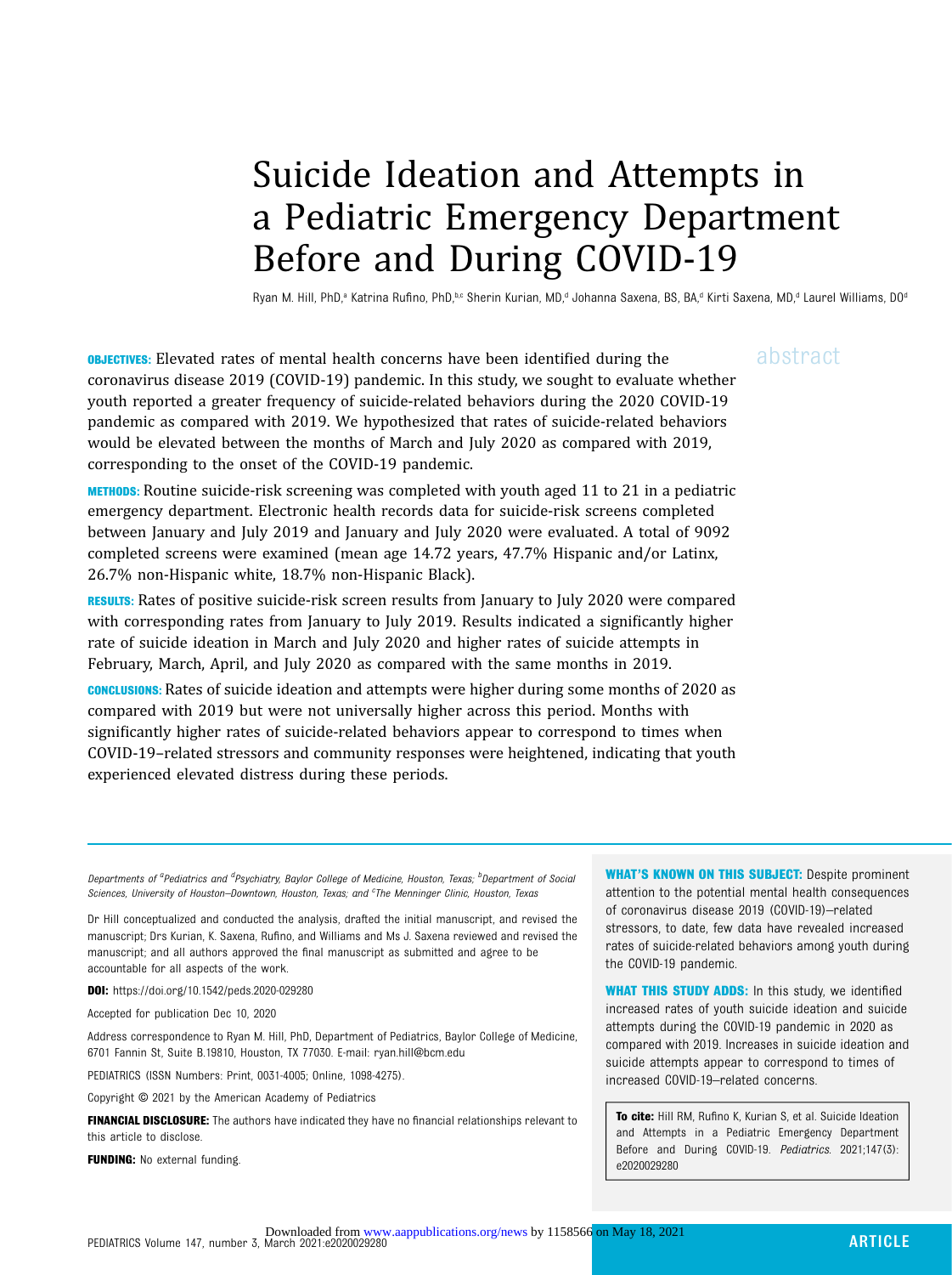# Suicide Ideation and Attempts in a Pediatric Emergency Department Before and During COVID-19

Ryan M. Hill, PhD,[a] Katrina Rufino, PhD,[b,c] Sherin Kurian, MD,[d] Johanna Saxena, BS, BA,[d] Kirti Saxena, MD,[d] Laurel Williams, DO[d]

abstract

**OBJECTIVES:** Elevated rates of mental health concerns have been identified during the coronavirus disease 2019 (COVID-19) pandemic. In this study, we sought to evaluate whether youth reported a greater frequency of suicide-related behaviors during the 2020 COVID-19 pandemic as compared with 2019. We hypothesized that rates of suicide-related behaviors would be elevated between the months of March and July 2020 as compared with 2019, corresponding to the onset of the COVID-19 pandemic.

**METHODS:** Routine suicide-risk screening was completed with youth aged 11 to 21 in a pediatric emergency department. Electronic health records data for suicide-risk screens completed between January and July 2019 and January and July 2020 were evaluated. A total of 9092 completed screens were examined (mean age 14.72 years, 47.7% Hispanic and/or Latinx, 26.7% non-Hispanic white, 18.7% non-Hispanic Black).

**RESULTS:** Rates of positive suicide-risk screen results from January to July 2020 were compared with corresponding rates from January to July 2019. Results indicated a significantly higher rate of suicide ideation in March and July 2020 and higher rates of suicide attempts in February, March, April, and July 2020 as compared with the same months in 2019.

**CONCLUSIONS:** Rates of suicide ideation and attempts were higher during some months of 2020 as compared with 2019 but were not universally higher across this period. Months with significantly higher rates of suicide-related behaviors appear to correspond to times when COVID-19–related stressors and community responses were heightened, indicating that youth experienced elevated distress during these periods.

*Departments of [a]Pediatrics and [d]Psychiatry, Baylor College of Medicine, Houston, Texas; [b]Department of Social Sciences, University of Houston–Downtown, Houston, Texas; and [c]The Menninger Clinic, Houston, Texas*

Dr Hill conceptualized and conducted the analysis, drafted the initial manuscript, and revised the manuscript; Drs Kurian, K. Saxena, Rufino, and Williams and Ms J. Saxena reviewed and revised the manuscript; and all authors approved the final manuscript as submitted and agree to be accountable for all aspects of the work.

**DOI:** https://doi.org/10.1542/peds.2020-029280

Accepted for publication Dec 10, 2020

Address correspondence to Ryan M. Hill, PhD, Department of Pediatrics, Baylor College of Medicine, 6701 Fannin St, Suite B.19810, Houston, TX 77030. E-mail: ryan.hill@bcm.edu

PEDIATRICS (ISSN Numbers: Print, 0031-4005; Online, 1098-4275).

Copyright © 2021 by the American Academy of Pediatrics

**FINANCIAL DISCLOSURE:** The authors have indicated they have no financial relationships relevant to this article to disclose.

**FUNDING:** No external funding.

**WHAT'S KNOWN ON THIS SUBJECT:** Despite prominent attention to the potential mental health consequences of coronavirus disease 2019 (COVID-19)–related stressors, to date, few data have revealed increased rates of suicide-related behaviors among youth during the COVID-19 pandemic.

**WHAT THIS STUDY ADDS:** In this study, we identified increased rates of youth suicide ideation and suicide attempts during the COVID-19 pandemic in 2020 as compared with 2019. Increases in suicide ideation and suicide attempts appear to correspond to times of increased COVID-19–related concerns.

**To cite:** Hill RM, Rufino K, Kurian S, et al. Suicide Ideation and Attempts in a Pediatric Emergency Department Before and During COVID-19. *Pediatrics.* 2021;147(3): e2020029280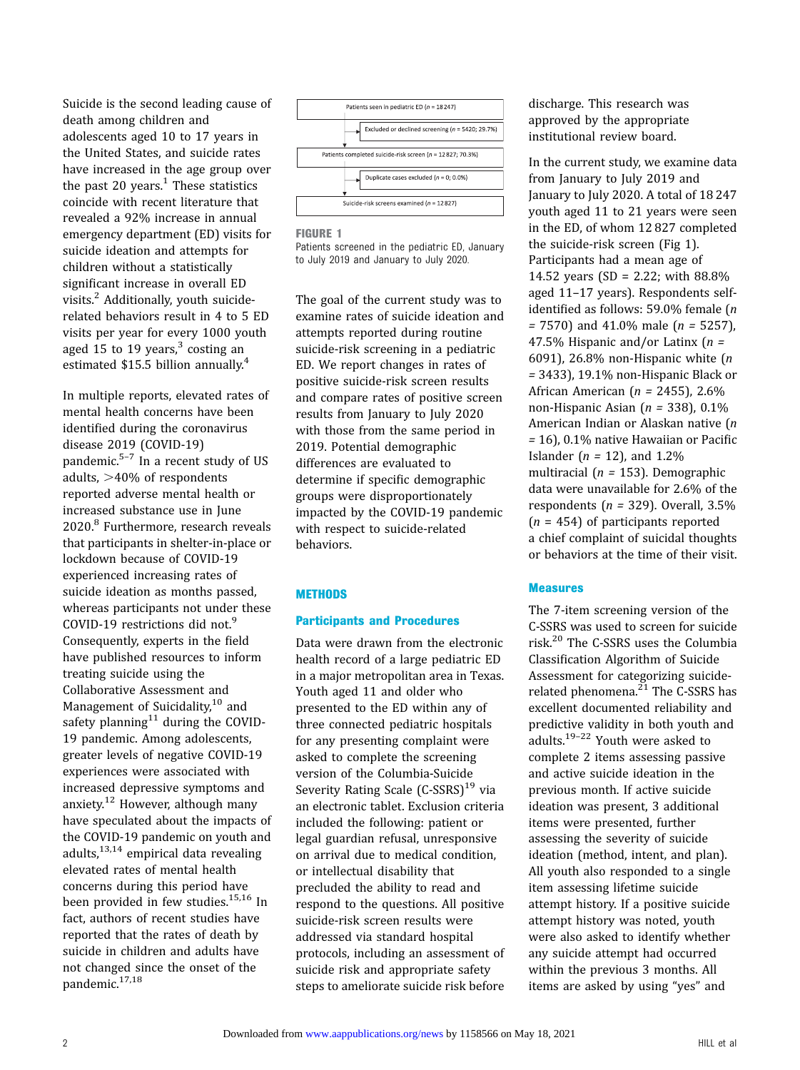Suicide is the second leading cause of death among children and adolescents aged 10 to 17 years in the United States, and suicide rates have increased in the age group over the past 20 years.[1] These statistics coincide with recent literature that revealed a 92% increase in annual emergency department (ED) visits for suicide ideation and attempts for children without a statistically significant increase in overall ED visits.[2] Additionally, youth suicide-related behaviors result in 4 to 5 ED visits per year for every 1000 youth aged 15 to 19 years,[3] costing an estimated $15.5 billion annually.[4]

In multiple reports, elevated rates of mental health concerns have been identified during the coronavirus disease 2019 (COVID-19) pandemic.[5–7] In a recent study of US adults, >40% of respondents reported adverse mental health or increased substance use in June 2020.[8] Furthermore, research reveals that participants in shelter-in-place or lockdown because of COVID-19 experienced increasing rates of suicide ideation as months passed, whereas participants not under these COVID-19 restrictions did not.[9] Consequently, experts in the field have published resources to inform treating suicide using the Collaborative Assessment and Management of Suicidality,[10] and safety planning[11] during the COVID-19 pandemic. Among adolescents, greater levels of negative COVID-19 experiences were associated with increased depressive symptoms and anxiety.[12] However, although many have speculated about the impacts of the COVID-19 pandemic on youth and adults,[13,14] empirical data revealing elevated rates of mental health concerns during this period have been provided in few studies.[15,16] In fact, authors of recent studies have reported that the rates of death by suicide in children and adults have not changed since the onset of the pandemic.[17,18]

Patients seen in pediatric ED (n = 18 247)
→ Excluded or declined screening (n = 5420; 29.7%)
Patients completed suicide-risk screen (n = 12 827; 70.3%)
→ Duplicate cases excluded (n = 0; 0.0%)
Suicide-risk screens examined (n = 12 827)

**FIGURE 1**
Patients screened in the pediatric ED, January to July 2019 and January to July 2020.

The goal of the current study was to examine rates of suicide ideation and attempts reported during routine suicide-risk screening in a pediatric ED. We report changes in rates of positive suicide-risk screen results and compare rates of positive screen results from January to July 2020 with those from the same period in 2019. Potential demographic differences are evaluated to determine if specific demographic groups were disproportionately impacted by the COVID-19 pandemic with respect to suicide-related behaviors.

## METHODS

### Participants and Procedures

Data were drawn from the electronic health record of a large pediatric ED in a major metropolitan area in Texas. Youth aged 11 and older who presented to the ED within any of three connected pediatric hospitals for any presenting complaint were asked to complete the screening version of the Columbia-Suicide Severity Rating Scale (C-SSRS)[19] via an electronic tablet. Exclusion criteria included the following: patient or legal guardian refusal, unresponsive on arrival due to medical condition, or intellectual disability that precluded the ability to read and respond to the questions. All positive suicide-risk screen results were addressed via standard hospital protocols, including an assessment of suicide risk and appropriate safety steps to ameliorate suicide risk before discharge. This research was approved by the appropriate institutional review board.

In the current study, we examine data from January to July 2019 and January to July 2020. A total of 18 247 youth aged 11 to 21 years were seen in the ED, of whom 12 827 completed the suicide-risk screen (Fig 1). Participants had a mean age of 14.52 years (SD = 2.22; with 88.8% aged 11–17 years). Respondents self-identified as follows: 59.0% female (n = 7570) and 41.0% male (n = 5257), 47.5% Hispanic and/or Latinx (n = 6091), 26.8% non-Hispanic white (n = 3433), 19.1% non-Hispanic Black or African American (n = 2455), 2.6% non-Hispanic Asian (n = 338), 0.1% American Indian or Alaskan native (n = 16), 0.1% native Hawaiian or Pacific Islander (n = 12), and 1.2% multiracial (n = 153). Demographic data were unavailable for 2.6% of the respondents (n = 329). Overall, 3.5% (n = 454) of participants reported a chief complaint of suicidal thoughts or behaviors at the time of their visit.

### Measures

The 7-item screening version of the C-SSRS was used to screen for suicide risk.[20] The C-SSRS uses the Columbia Classification Algorithm of Suicide Assessment for categorizing suicide-related phenomena.[21] The C-SSRS has excellent documented reliability and predictive validity in both youth and adults.[19–22] Youth were asked to complete 2 items assessing passive and active suicide ideation in the previous month. If active suicide ideation was present, 3 additional items were presented, further assessing the severity of suicide ideation (method, intent, and plan). All youth also responded to a single item assessing lifetime suicide attempt history. If a positive suicide attempt history was noted, youth were also asked to identify whether any suicide attempt had occurred within the previous 3 months. All items are asked by using "yes" and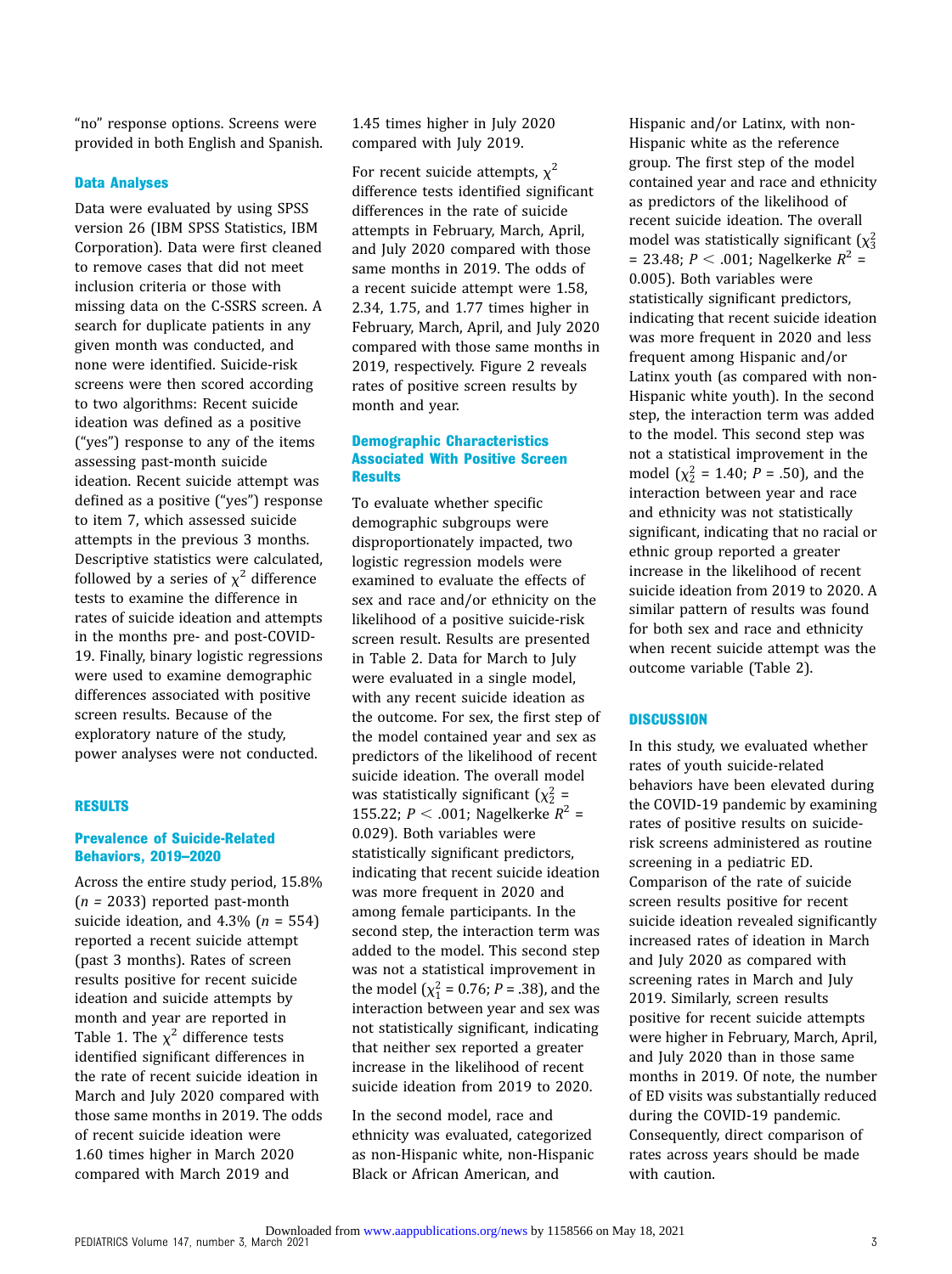"no" response options. Screens were provided in both English and Spanish.

### Data Analyses

Data were evaluated by using SPSS version 26 (IBM SPSS Statistics, IBM Corporation). Data were first cleaned to remove cases that did not meet inclusion criteria or those with missing data on the C-SSRS screen. A search for duplicate patients in any given month was conducted, and none were identified. Suicide-risk screens were then scored according to two algorithms: Recent suicide ideation was defined as a positive ("yes") response to any of the items assessing past-month suicide ideation. Recent suicide attempt was defined as a positive ("yes") response to item 7, which assessed suicide attempts in the previous 3 months. Descriptive statistics were calculated, followed by a series of $\chi^2$ difference tests to examine the difference in rates of suicide ideation and attempts in the months pre- and post-COVID-19. Finally, binary logistic regressions were used to examine demographic differences associated with positive screen results. Because of the exploratory nature of the study, power analyses were not conducted.

## RESULTS

### Prevalence of Suicide-Related Behaviors, 2019–2020

Across the entire study period, 15.8% ($n$ = 2033) reported past-month suicide ideation, and 4.3% ($n$ = 554) reported a recent suicide attempt (past 3 months). Rates of screen results positive for recent suicide ideation and suicide attempts by month and year are reported in Table 1. The $\chi^2$ difference tests identified significant differences in the rate of recent suicide ideation in March and July 2020 compared with those same months in 2019. The odds of recent suicide ideation were 1.60 times higher in March 2020 compared with March 2019 and 1.45 times higher in July 2020 compared with July 2019.

For recent suicide attempts, $\chi^2$ difference tests identified significant differences in the rate of suicide attempts in February, March, April, and July 2020 compared with those same months in 2019. The odds of a recent suicide attempt were 1.58, 2.34, 1.75, and 1.77 times higher in February, March, April, and July 2020 compared with those same months in 2019, respectively. Figure 2 reveals rates of positive screen results by month and year.

### Demographic Characteristics Associated With Positive Screen Results

To evaluate whether specific demographic subgroups were disproportionately impacted, two logistic regression models were examined to evaluate the effects of sex and race and/or ethnicity on the likelihood of a positive suicide-risk screen result. Results are presented in Table 2. Data for March to July were evaluated in a single model, with any recent suicide ideation as the outcome. For sex, the first step of the model contained year and sex as predictors of the likelihood of recent suicide ideation. The overall model was statistically significant ($\chi^2_2$ = 155.22; $P < .001$; Nagelkerke $R^2$ = 0.029). Both variables were statistically significant predictors, indicating that recent suicide ideation was more frequent in 2020 and among female participants. In the second step, the interaction term was added to the model. This second step was not a statistical improvement in the model ($\chi^2_1$ = 0.76; $P$ = .38), and the interaction between year and sex was not statistically significant, indicating that neither sex reported a greater increase in the likelihood of recent suicide ideation from 2019 to 2020.

In the second model, race and ethnicity was evaluated, categorized as non-Hispanic white, non-Hispanic Black or African American, and Hispanic and/or Latinx, with non-Hispanic white as the reference group. The first step of the model contained year and race and ethnicity as predictors of the likelihood of recent suicide ideation. The overall model was statistically significant ($\chi^2_3$ = 23.48; $P < .001$; Nagelkerke $R^2$ = 0.005). Both variables were statistically significant predictors, indicating that recent suicide ideation was more frequent in 2020 and less frequent among Hispanic and/or Latinx youth (as compared with non-Hispanic white youth). In the second step, the interaction term was added to the model. This second step was not a statistical improvement in the model ($\chi^2_2$ = 1.40; $P$ = .50), and the interaction between year and race and ethnicity was not statistically significant, indicating that no racial or ethnic group reported a greater increase in the likelihood of recent suicide ideation from 2019 to 2020. A similar pattern of results was found for both sex and race and ethnicity when recent suicide attempt was the outcome variable (Table 2).

## DISCUSSION

In this study, we evaluated whether rates of youth suicide-related behaviors have been elevated during the COVID-19 pandemic by examining rates of positive results on suicide-risk screens administered as routine screening in a pediatric ED. Comparison of the rate of suicide screen results positive for recent suicide ideation revealed significantly increased rates of ideation in March and July 2020 as compared with screening rates in March and July 2019. Similarly, screen results positive for recent suicide attempts were higher in February, March, April, and July 2020 than in those same months in 2019. Of note, the number of ED visits was substantially reduced during the COVID-19 pandemic. Consequently, direct comparison of rates across years should be made with caution.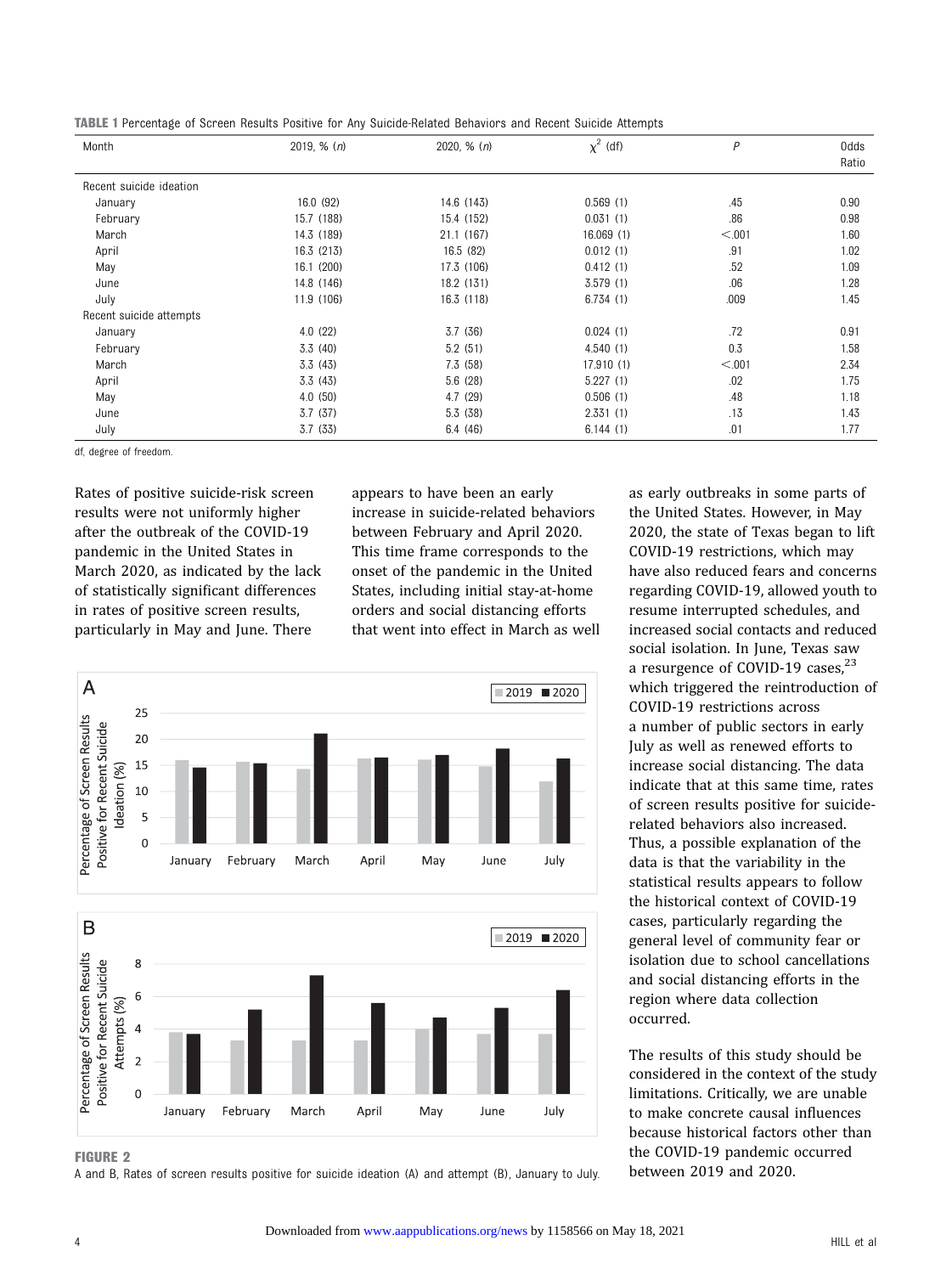**TABLE 1** Percentage of Screen Results Positive for Any Suicide-Related Behaviors and Recent Suicide Attempts

| Month | 2019, % (*n*) | 2020, % (*n*) | $\chi^2$ (df) | *P* | Odds Ratio |
|---|---|---|---|---|---|
| Recent suicide ideation | | | | | |
| January | 16.0 (92) | 14.6 (143) | 0.569 (1) | .45 | 0.90 |
| February | 15.7 (188) | 15.4 (152) | 0.031 (1) | .86 | 0.98 |
| March | 14.3 (189) | 21.1 (167) | 16.069 (1) | <.001 | 1.60 |
| April | 16.3 (213) | 16.5 (82) | 0.012 (1) | .91 | 1.02 |
| May | 16.1 (200) | 17.3 (106) | 0.412 (1) | .52 | 1.09 |
| June | 14.8 (146) | 18.2 (131) | 3.579 (1) | .06 | 1.28 |
| July | 11.9 (106) | 16.3 (118) | 6.734 (1) | .009 | 1.45 |
| Recent suicide attempts | | | | | |
| January | 4.0 (22) | 3.7 (36) | 0.024 (1) | .72 | 0.91 |
| February | 3.3 (40) | 5.2 (51) | 4.540 (1) | 0.3 | 1.58 |
| March | 3.3 (43) | 7.3 (58) | 17.910 (1) | <.001 | 2.34 |
| April | 3.3 (43) | 5.6 (28) | 5.227 (1) | .02 | 1.75 |
| May | 4.0 (50) | 4.7 (29) | 0.506 (1) | .48 | 1.18 |
| June | 3.7 (37) | 5.3 (38) | 2.331 (1) | .13 | 1.43 |
| July | 3.7 (33) | 6.4 (46) | 6.144 (1) | .01 | 1.77 |

df, degree of freedom.

Rates of positive suicide-risk screen results were not uniformly higher after the outbreak of the COVID-19 pandemic in the United States in March 2020, as indicated by the lack of statistically significant differences in rates of positive screen results, particularly in May and June. There appears to have been an early increase in suicide-related behaviors between February and April 2020. This time frame corresponds to the onset of the pandemic in the United States, including initial stay-at-home orders and social distancing efforts that went into effect in March as well as early outbreaks in some parts of the United States. However, in May 2020, the state of Texas began to lift COVID-19 restrictions, which may have also reduced fears and concerns regarding COVID-19, allowed youth to resume interrupted schedules, and increased social contacts and reduced social isolation. In June, Texas saw a resurgence of COVID-19 cases,[23] which triggered the reintroduction of COVID-19 restrictions across a number of public sectors in early July as well as renewed efforts to increase social distancing. The data indicate that at this same time, rates of screen results positive for suicide-related behaviors also increased. Thus, a possible explanation of the data is that the variability in the statistical results appears to follow the historical context of COVID-19 cases, particularly regarding the general level of community fear or isolation due to school cancellations and social distancing efforts in the region where data collection occurred.

**FIGURE 2**
A and B, Rates of screen results positive for suicide ideation (A) and attempt (B), January to July.

The results of this study should be considered in the context of the study limitations. Critically, we are unable to make concrete causal influences because historical factors other than the COVID-19 pandemic occurred between 2019 and 2020.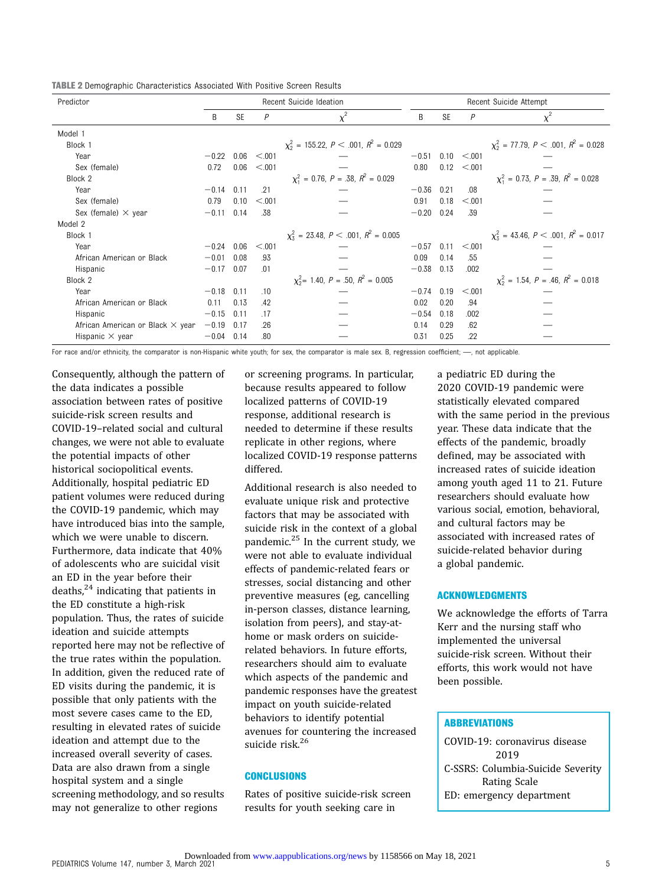**TABLE 2** Demographic Characteristics Associated With Positive Screen Results

| Predictor | Recent Suicide Ideation | | | | Recent Suicide Attempt | | | |
|---|---|---|---|---|---|---|---|---|
| | B | SE | $P$ | $\chi^2$ | B | SE | $P$ | $\chi^2$ |
| Model 1 | | | | | | | | |
| Block 1 | | | | $\chi^2_2 = 155.22$, $P < .001$, $R^2 = 0.029$ | | | | $\chi^2_2 = 77.79$, $P < .001$, $R^2 = 0.028$ |
| Year | −0.22 | 0.06 | <.001 | — | −0.51 | 0.10 | <.001 | — |
| Sex (female) | 0.72 | 0.06 | <.001 | — | 0.80 | 0.12 | <.001 | — |
| Block 2 | | | | $\chi^2_1 = 0.76$, $P = .38$, $R^2 = 0.029$ | | | | $\chi^2_1 = 0.73$, $P = .39$, $R^2 = 0.028$ |
| Year | −0.14 | 0.11 | .21 | — | −0.36 | 0.21 | .08 | — |
| Sex (female) | 0.79 | 0.10 | <.001 | — | 0.91 | 0.18 | <.001 | — |
| Sex (female) × year | −0.11 | 0.14 | .38 | — | −0.20 | 0.24 | .39 | — |
| Model 2 | | | | | | | | |
| Block 1 | | | | $\chi^2_3 = 23.48$, $P < .001$, $R^2 = 0.005$ | | | | $\chi^2_3 = 43.46$, $P < .001$, $R^2 = 0.017$ |
| Year | −0.24 | 0.06 | <.001 | — | −0.57 | 0.11 | <.001 | — |
| African American or Black | −0.01 | 0.08 | .93 | — | 0.09 | 0.14 | .55 | — |
| Hispanic | −0.17 | 0.07 | .01 | — | −0.38 | 0.13 | .002 | — |
| Block 2 | | | | $\chi^2_2 = 1.40$, $P = .50$, $R^2 = 0.005$ | | | | $\chi^2_2 = 1.54$, $P = .46$, $R^2 = 0.018$ |
| Year | −0.18 | 0.11 | .10 | — | −0.74 | 0.19 | <.001 | — |
| African American or Black | 0.11 | 0.13 | .42 | — | 0.02 | 0.20 | .94 | — |
| Hispanic | −0.15 | 0.11 | .17 | — | −0.54 | 0.18 | .002 | — |
| African American or Black × year | −0.19 | 0.17 | .26 | — | 0.14 | 0.29 | .62 | — |
| Hispanic × year | −0.04 | 0.14 | .80 | — | 0.31 | 0.25 | .22 | — |

For race and/or ethnicity, the comparator is non-Hispanic white youth; for sex, the comparator is male sex. B, regression coefficient; —, not applicable.

Consequently, although the pattern of the data indicates a possible association between rates of positive suicide-risk screen results and COVID-19–related social and cultural changes, we were not able to evaluate the potential impacts of other historical sociopolitical events. Additionally, hospital pediatric ED patient volumes were reduced during the COVID-19 pandemic, which may have introduced bias into the sample, which we were unable to discern. Furthermore, data indicate that 40% of adolescents who are suicidal visit an ED in the year before their deaths,[24] indicating that patients in the ED constitute a high-risk population. Thus, the rates of suicide ideation and suicide attempts reported here may not be reflective of the true rates within the population. In addition, given the reduced rate of ED visits during the pandemic, it is possible that only patients with the most severe cases came to the ED, resulting in elevated rates of suicide ideation and attempt due to the increased overall severity of cases. Data are also drawn from a single hospital system and a single screening methodology, and so results may not generalize to other regions or screening programs. In particular, because results appeared to follow localized patterns of COVID-19 response, additional research is needed to determine if these results replicate in other regions, where localized COVID-19 response patterns differed.

Additional research is also needed to evaluate unique risk and protective factors that may be associated with suicide risk in the context of a global pandemic.[25] In the current study, we were not able to evaluate individual effects of pandemic-related fears or stresses, social distancing and other preventive measures (eg, cancelling in-person classes, distance learning, isolation from peers), and stay-at-home or mask orders on suicide-related behaviors. In future efforts, researchers should aim to evaluate which aspects of the pandemic and pandemic responses have the greatest impact on youth suicide-related behaviors to identify potential avenues for countering the increased suicide risk.[26]

## CONCLUSIONS

Rates of positive suicide-risk screen results for youth seeking care in a pediatric ED during the 2020 COVID-19 pandemic were statistically elevated compared with the same period in the previous year. These data indicate that the effects of the pandemic, broadly defined, may be associated with increased rates of suicide ideation among youth aged 11 to 21. Future researchers should evaluate how various social, emotion, behavioral, and cultural factors may be associated with increased rates of suicide-related behavior during a global pandemic.

## ACKNOWLEDGMENTS

We acknowledge the efforts of Tarra Kerr and the nursing staff who implemented the universal suicide-risk screen. Without their efforts, this work would not have been possible.

## ABBREVIATIONS

COVID-19: coronavirus disease 2019
C-SSRS: Columbia-Suicide Severity Rating Scale
ED: emergency department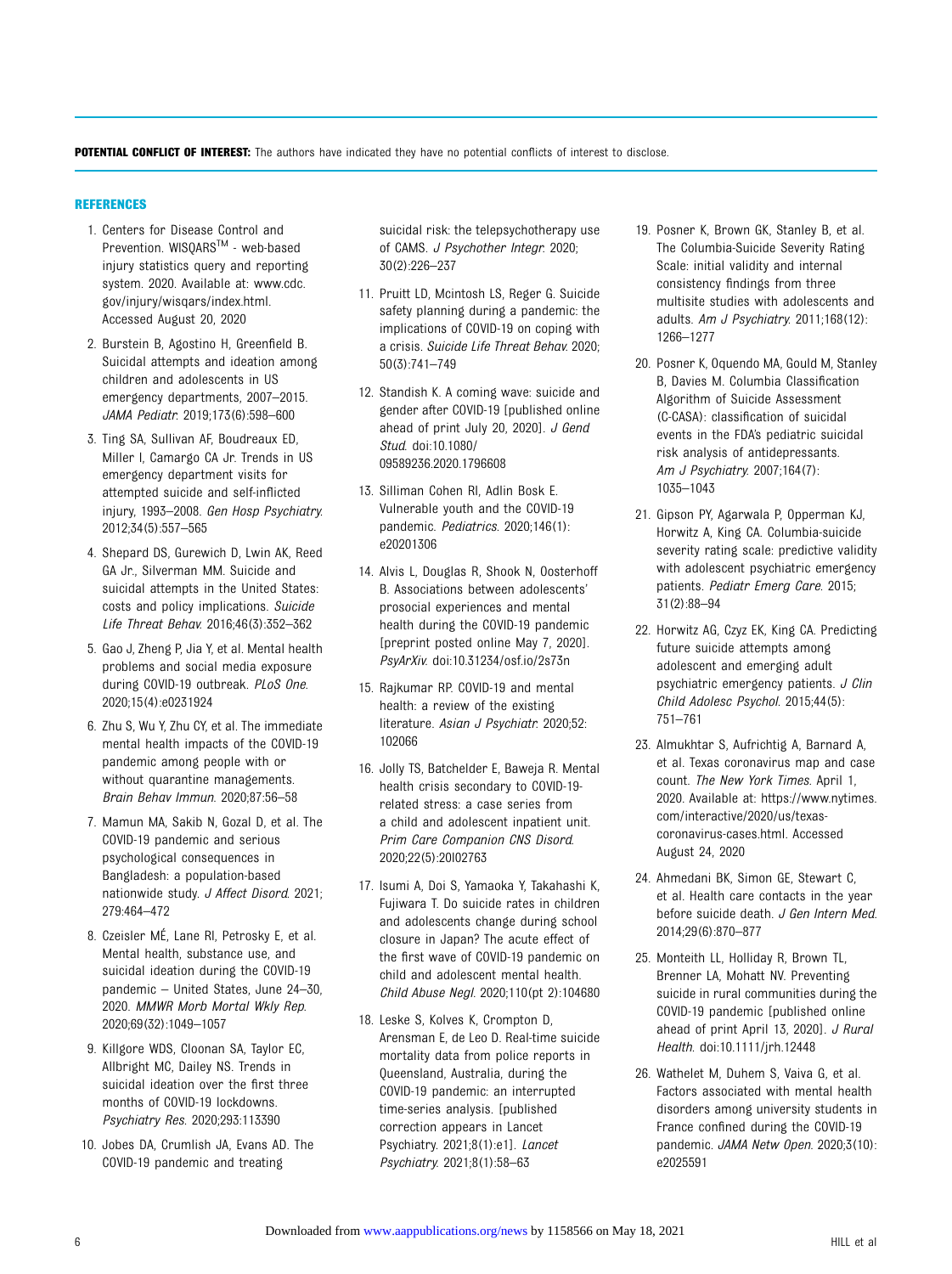**POTENTIAL CONFLICT OF INTEREST:** The authors have indicated they have no potential conflicts of interest to disclose.

## REFERENCES

1. Centers for Disease Control and Prevention. WISQARS™ - web-based injury statistics query and reporting system. 2020. Available at: www.cdc.gov/injury/wisqars/index.html. Accessed August 20, 2020
2. Burstein B, Agostino H, Greenfield B. Suicidal attempts and ideation among children and adolescents in US emergency departments, 2007–2015. *JAMA Pediatr.* 2019;173(6):598–600
3. Ting SA, Sullivan AF, Boudreaux ED, Miller I, Camargo CA Jr. Trends in US emergency department visits for attempted suicide and self-inflicted injury, 1993–2008. *Gen Hosp Psychiatry.* 2012;34(5):557–565
4. Shepard DS, Gurewich D, Lwin AK, Reed GA Jr., Silverman MM. Suicide and suicidal attempts in the United States: costs and policy implications. *Suicide Life Threat Behav.* 2016;46(3):352–362
5. Gao J, Zheng P, Jia Y, et al. Mental health problems and social media exposure during COVID-19 outbreak. *PLoS One.* 2020;15(4):e0231924
6. Zhu S, Wu Y, Zhu CY, et al. The immediate mental health impacts of the COVID-19 pandemic among people with or without quarantine managements. *Brain Behav Immun.* 2020;87:56–58
7. Mamun MA, Sakib N, Gozal D, et al. The COVID-19 pandemic and serious psychological consequences in Bangladesh: a population-based nationwide study. *J Affect Disord.* 2021;279:464–472
8. Czeisler MÉ, Lane RI, Petrosky E, et al. Mental health, substance use, and suicidal ideation during the COVID-19 pandemic – United States, June 24–30, 2020. *MMWR Morb Mortal Wkly Rep.* 2020;69(32):1049–1057
9. Killgore WDS, Cloonan SA, Taylor EC, Allbright MC, Dailey NS. Trends in suicidal ideation over the first three months of COVID-19 lockdowns. *Psychiatry Res.* 2020;293:113390
10. Jobes DA, Crumlish JA, Evans AD. The COVID-19 pandemic and treating suicidal risk: the telepsychotherapy use of CAMS. *J Psychother Integr.* 2020;30(2):226–237
11. Pruitt LD, Mcintosh LS, Reger G. Suicide safety planning during a pandemic: the implications of COVID-19 on coping with a crisis. *Suicide Life Threat Behav.* 2020;50(3):741–749
12. Standish K. A coming wave: suicide and gender after COVID-19 [published online ahead of print July 20, 2020]. *J Gend Stud.* doi:10.1080/09589236.2020.1796608
13. Silliman Cohen RI, Adlin Bosk E. Vulnerable youth and the COVID-19 pandemic. *Pediatrics.* 2020;146(1):e20201306
14. Alvis L, Douglas R, Shook N, Oosterhoff B. Associations between adolescents' prosocial experiences and mental health during the COVID-19 pandemic [preprint posted online May 7, 2020]. *PsyArXiv.* doi:10.31234/osf.io/2s73n
15. Rajkumar RP. COVID-19 and mental health: a review of the existing literature. *Asian J Psychiatr.* 2020;52:102066
16. Jolly TS, Batchelder E, Baweja R. Mental health crisis secondary to COVID-19-related stress: a case series from a child and adolescent inpatient unit. *Prim Care Companion CNS Disord.* 2020;22(5):20l02763
17. Isumi A, Doi S, Yamaoka Y, Takahashi K, Fujiwara T. Do suicide rates in children and adolescents change during school closure in Japan? The acute effect of the first wave of COVID-19 pandemic on child and adolescent mental health. *Child Abuse Negl.* 2020;110(pt 2):104680
18. Leske S, Kolves K, Crompton D, Arensman E, de Leo D. Real-time suicide mortality data from police reports in Queensland, Australia, during the COVID-19 pandemic: an interrupted time-series analysis. [published correction appears in Lancet Psychiatry. 2021;8(1):e1]. *Lancet Psychiatry.* 2021;8(1):58–63
19. Posner K, Brown GK, Stanley B, et al. The Columbia-Suicide Severity Rating Scale: initial validity and internal consistency findings from three multisite studies with adolescents and adults. *Am J Psychiatry.* 2011;168(12):1266–1277
20. Posner K, Oquendo MA, Gould M, Stanley B, Davies M. Columbia Classification Algorithm of Suicide Assessment (C-CASA): classification of suicidal events in the FDA's pediatric suicidal risk analysis of antidepressants. *Am J Psychiatry.* 2007;164(7):1035–1043
21. Gipson PY, Agarwala P, Opperman KJ, Horwitz A, King CA. Columbia-suicide severity rating scale: predictive validity with adolescent psychiatric emergency patients. *Pediatr Emerg Care.* 2015;31(2):88–94
22. Horwitz AG, Czyz EK, King CA. Predicting future suicide attempts among adolescent and emerging adult psychiatric emergency patients. *J Clin Child Adolesc Psychol.* 2015;44(5):751–761
23. Almukhtar S, Aufrichtig A, Barnard A, et al. Texas coronavirus map and case count. *The New York Times.* April 1, 2020. Available at: https://www.nytimes.com/interactive/2020/us/texas-coronavirus-cases.html. Accessed August 24, 2020
24. Ahmedani BK, Simon GE, Stewart C, et al. Health care contacts in the year before suicide death. *J Gen Intern Med.* 2014;29(6):870–877
25. Monteith LL, Holliday R, Brown TL, Brenner LA, Mohatt NV. Preventing suicide in rural communities during the COVID-19 pandemic [published online ahead of print April 13, 2020]. *J Rural Health.* doi:10.1111/jrh.12448
26. Wathelet M, Duhem S, Vaiva G, et al. Factors associated with mental health disorders among university students in France confined during the COVID-19 pandemic. *JAMA Netw Open.* 2020;3(10):e2025591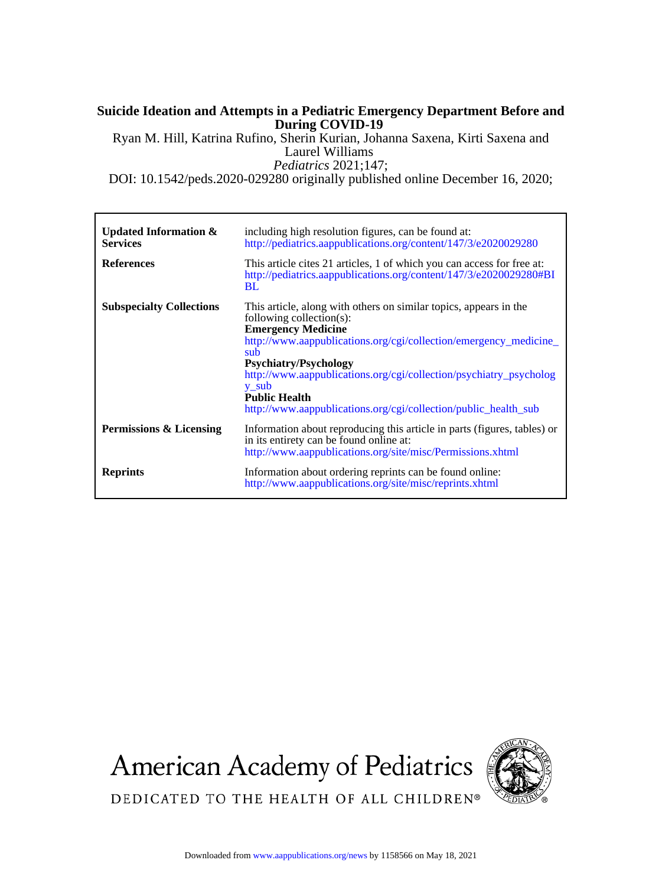**Suicide Ideation and Attempts in a Pediatric Emergency Department Before and During COVID-19**

Ryan M. Hill, Katrina Rufino, Sherin Kurian, Johanna Saxena, Kirti Saxena and Laurel Williams

*Pediatrics* 2021;147;

DOI: 10.1542/peds.2020-029280 originally published online December 16, 2020;

| | |
|---|---|
| **Updated Information & Services** | including high resolution figures, can be found at: http://pediatrics.aappublications.org/content/147/3/e2020029280 |
| **References** | This article cites 21 articles, 1 of which you can access for free at: http://pediatrics.aappublications.org/content/147/3/e2020029280#BIBL |
| **Subspecialty Collections** | This article, along with others on similar topics, appears in the following collection(s): **Emergency Medicine** http://www.aappublications.org/cgi/collection/emergency_medicine_sub **Psychiatry/Psychology** http://www.aappublications.org/cgi/collection/psychiatry_psychology_sub **Public Health** http://www.aappublications.org/cgi/collection/public_health_sub |
| **Permissions & Licensing** | Information about reproducing this article in parts (figures, tables) or in its entirety can be found online at: http://www.aappublications.org/site/misc/Permissions.xhtml |
| **Reprints** | Information about ordering reprints can be found online: http://www.aappublications.org/site/misc/reprints.xhtml |

American Academy of Pediatrics

DEDICATED TO THE HEALTH OF ALL CHILDREN®

Downloaded from www.aappublications.org/news by 1158566 on May 18, 2021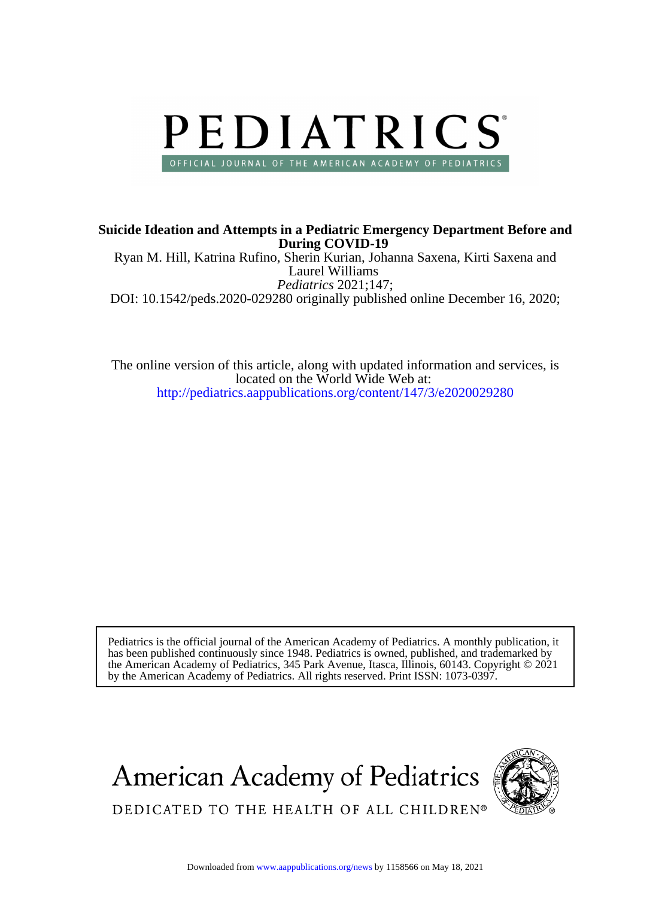# PEDIATRICS

OFFICIAL JOURNAL OF THE AMERICAN ACADEMY OF PEDIATRICS

**Suicide Ideation and Attempts in a Pediatric Emergency Department Before and During COVID-19**

Ryan M. Hill, Katrina Rufino, Sherin Kurian, Johanna Saxena, Kirti Saxena and Laurel Williams

*Pediatrics* 2021;147;

DOI: 10.1542/peds.2020-029280 originally published online December 16, 2020;

The online version of this article, along with updated information and services, is located on the World Wide Web at:

http://pediatrics.aappublications.org/content/147/3/e2020029280

Pediatrics is the official journal of the American Academy of Pediatrics. A monthly publication, it has been published continuously since 1948. Pediatrics is owned, published, and trademarked by the American Academy of Pediatrics, 345 Park Avenue, Itasca, Illinois, 60143. Copyright © 2021 by the American Academy of Pediatrics. All rights reserved. Print ISSN: 1073-0397.

American Academy of Pediatrics

DEDICATED TO THE HEALTH OF ALL CHILDREN®

Downloaded from www.aappublications.org/news by 1158566 on May 18, 2021